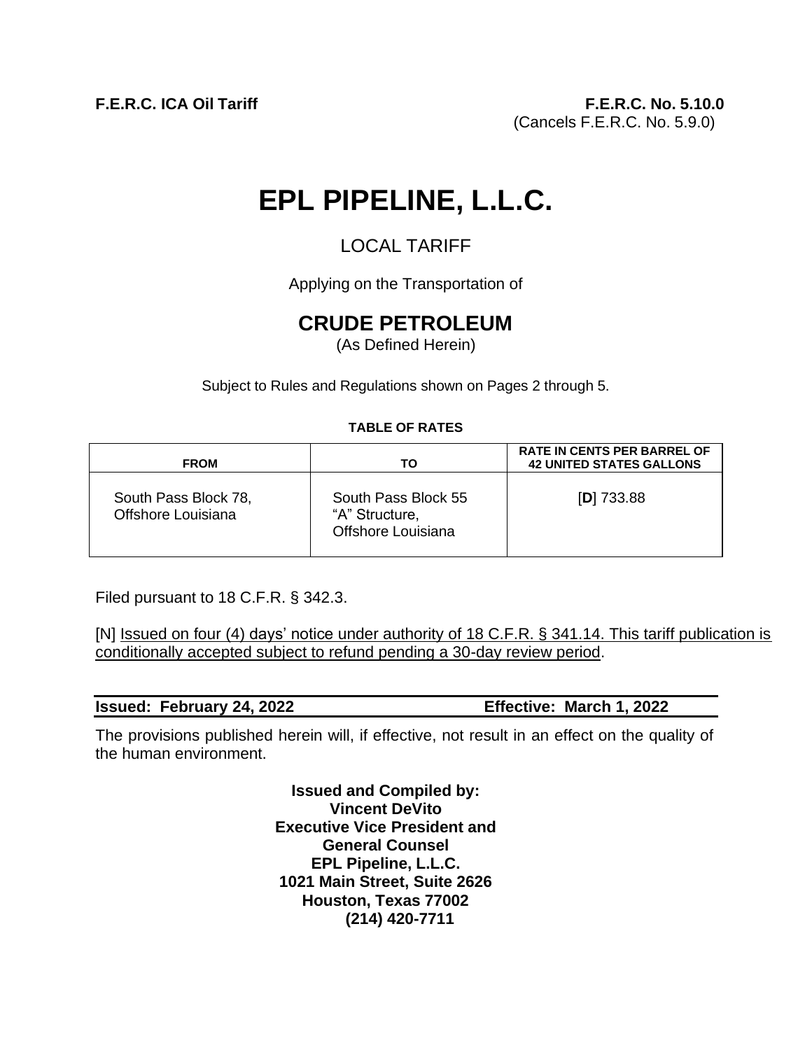**F.E.R.C. ICA Oil Tariff** **F.E.R.C. No. 5.10.0**
(Cancels F.E.R.C. No. 5.9.0)

# EPL PIPELINE, L.L.C.

## LOCAL TARIFF

Applying on the Transportation of

## CRUDE PETROLEUM

(As Defined Herein)

Subject to Rules and Regulations shown on Pages 2 through 5.

**TABLE OF RATES**

| FROM | TO | RATE IN CENTS PER BARREL OF 42 UNITED STATES GALLONS |
|---|---|---|
| South Pass Block 78, Offshore Louisiana | South Pass Block 55 "A" Structure, Offshore Louisiana | [**D**] 733.88 |

Filed pursuant to 18 C.F.R. § 342.3.

[N] Issued on four (4) days' notice under authority of 18 C.F.R. § 341.14. This tariff publication is conditionally accepted subject to refund pending a 30-day review period.

**Issued: February 24, 2022** **Effective: March 1, 2022**

The provisions published herein will, if effective, not result in an effect on the quality of the human environment.

**Issued and Compiled by:**
**Vincent DeVito**
**Executive Vice President and General Counsel**
**EPL Pipeline, L.L.C.**
**1021 Main Street, Suite 2626**
**Houston, Texas 77002**
**(214) 420-7711**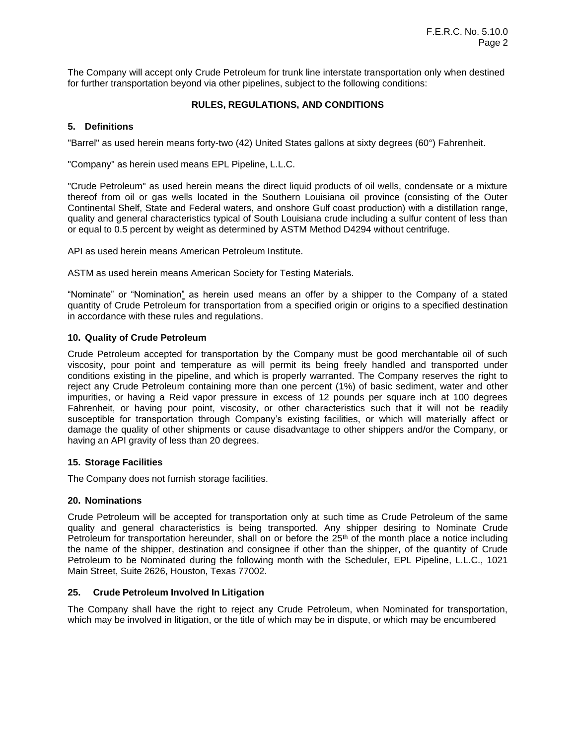The Company will accept only Crude Petroleum for trunk line interstate transportation only when destined for further transportation beyond via other pipelines, subject to the following conditions:

## RULES, REGULATIONS, AND CONDITIONS

### 5. Definitions

"Barrel" as used herein means forty-two (42) United States gallons at sixty degrees (60°) Fahrenheit.

"Company" as herein used means EPL Pipeline, L.L.C.

"Crude Petroleum" as used herein means the direct liquid products of oil wells, condensate or a mixture thereof from oil or gas wells located in the Southern Louisiana oil province (consisting of the Outer Continental Shelf, State and Federal waters, and onshore Gulf coast production) with a distillation range, quality and general characteristics typical of South Louisiana crude including a sulfur content of less than or equal to 0.5 percent by weight as determined by ASTM Method D4294 without centrifuge.

API as used herein means American Petroleum Institute.

ASTM as used herein means American Society for Testing Materials.

"Nominate" or "Nomination" as herein used means an offer by a shipper to the Company of a stated quantity of Crude Petroleum for transportation from a specified origin or origins to a specified destination in accordance with these rules and regulations.

### 10. Quality of Crude Petroleum

Crude Petroleum accepted for transportation by the Company must be good merchantable oil of such viscosity, pour point and temperature as will permit its being freely handled and transported under conditions existing in the pipeline, and which is properly warranted. The Company reserves the right to reject any Crude Petroleum containing more than one percent (1%) of basic sediment, water and other impurities, or having a Reid vapor pressure in excess of 12 pounds per square inch at 100 degrees Fahrenheit, or having pour point, viscosity, or other characteristics such that it will not be readily susceptible for transportation through Company's existing facilities, or which will materially affect or damage the quality of other shipments or cause disadvantage to other shippers and/or the Company, or having an API gravity of less than 20 degrees.

### 15. Storage Facilities

The Company does not furnish storage facilities.

### 20. Nominations

Crude Petroleum will be accepted for transportation only at such time as Crude Petroleum of the same quality and general characteristics is being transported. Any shipper desiring to Nominate Crude Petroleum for transportation hereunder, shall on or before the 25th of the month place a notice including the name of the shipper, destination and consignee if other than the shipper, of the quantity of Crude Petroleum to be Nominated during the following month with the Scheduler, EPL Pipeline, L.L.C., 1021 Main Street, Suite 2626, Houston, Texas 77002.

### 25. Crude Petroleum Involved In Litigation

The Company shall have the right to reject any Crude Petroleum, when Nominated for transportation, which may be involved in litigation, or the title of which may be in dispute, or which may be encumbered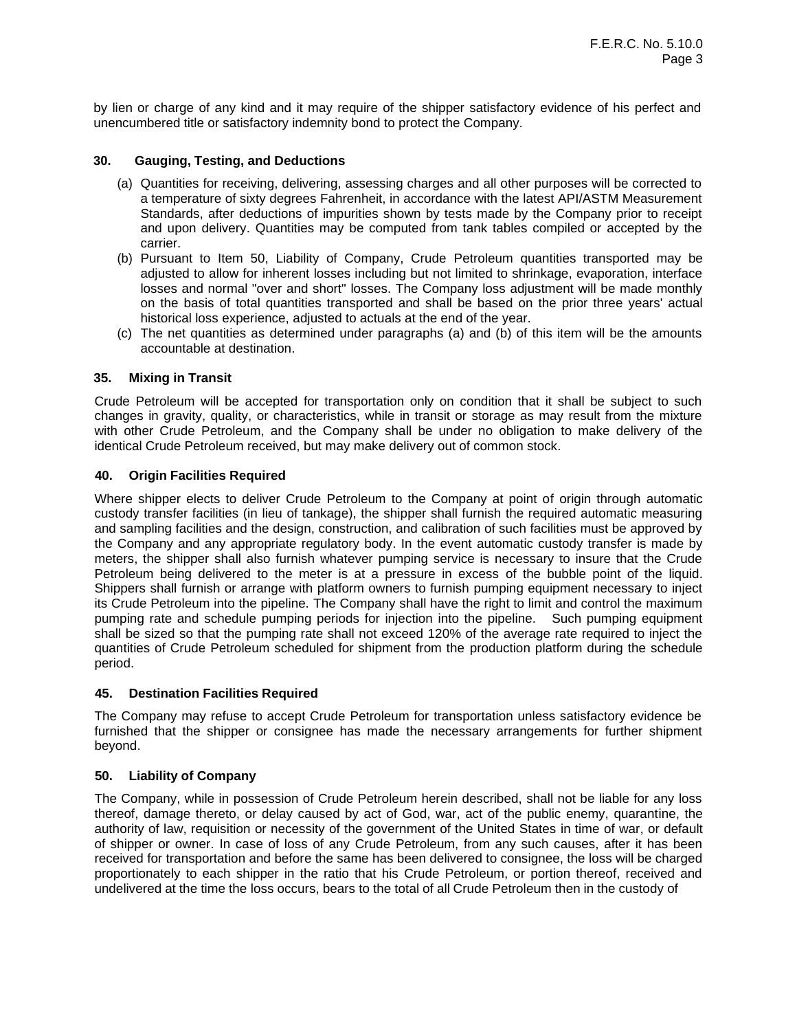by lien or charge of any kind and it may require of the shipper satisfactory evidence of his perfect and unencumbered title or satisfactory indemnity bond to protect the Company.

### 30. Gauging, Testing, and Deductions

(a) Quantities for receiving, delivering, assessing charges and all other purposes will be corrected to a temperature of sixty degrees Fahrenheit, in accordance with the latest API/ASTM Measurement Standards, after deductions of impurities shown by tests made by the Company prior to receipt and upon delivery. Quantities may be computed from tank tables compiled or accepted by the carrier.

(b) Pursuant to Item 50, Liability of Company, Crude Petroleum quantities transported may be adjusted to allow for inherent losses including but not limited to shrinkage, evaporation, interface losses and normal "over and short" losses. The Company loss adjustment will be made monthly on the basis of total quantities transported and shall be based on the prior three years' actual historical loss experience, adjusted to actuals at the end of the year.

(c) The net quantities as determined under paragraphs (a) and (b) of this item will be the amounts accountable at destination.

### 35. Mixing in Transit

Crude Petroleum will be accepted for transportation only on condition that it shall be subject to such changes in gravity, quality, or characteristics, while in transit or storage as may result from the mixture with other Crude Petroleum, and the Company shall be under no obligation to make delivery of the identical Crude Petroleum received, but may make delivery out of common stock.

### 40. Origin Facilities Required

Where shipper elects to deliver Crude Petroleum to the Company at point of origin through automatic custody transfer facilities (in lieu of tankage), the shipper shall furnish the required automatic measuring and sampling facilities and the design, construction, and calibration of such facilities must be approved by the Company and any appropriate regulatory body. In the event automatic custody transfer is made by meters, the shipper shall also furnish whatever pumping service is necessary to insure that the Crude Petroleum being delivered to the meter is at a pressure in excess of the bubble point of the liquid. Shippers shall furnish or arrange with platform owners to furnish pumping equipment necessary to inject its Crude Petroleum into the pipeline. The Company shall have the right to limit and control the maximum pumping rate and schedule pumping periods for injection into the pipeline. Such pumping equipment shall be sized so that the pumping rate shall not exceed 120% of the average rate required to inject the quantities of Crude Petroleum scheduled for shipment from the production platform during the schedule period.

### 45. Destination Facilities Required

The Company may refuse to accept Crude Petroleum for transportation unless satisfactory evidence be furnished that the shipper or consignee has made the necessary arrangements for further shipment beyond.

### 50. Liability of Company

The Company, while in possession of Crude Petroleum herein described, shall not be liable for any loss thereof, damage thereto, or delay caused by act of God, war, act of the public enemy, quarantine, the authority of law, requisition or necessity of the government of the United States in time of war, or default of shipper or owner. In case of loss of any Crude Petroleum, from any such causes, after it has been received for transportation and before the same has been delivered to consignee, the loss will be charged proportionately to each shipper in the ratio that his Crude Petroleum, or portion thereof, received and undelivered at the time the loss occurs, bears to the total of all Crude Petroleum then in the custody of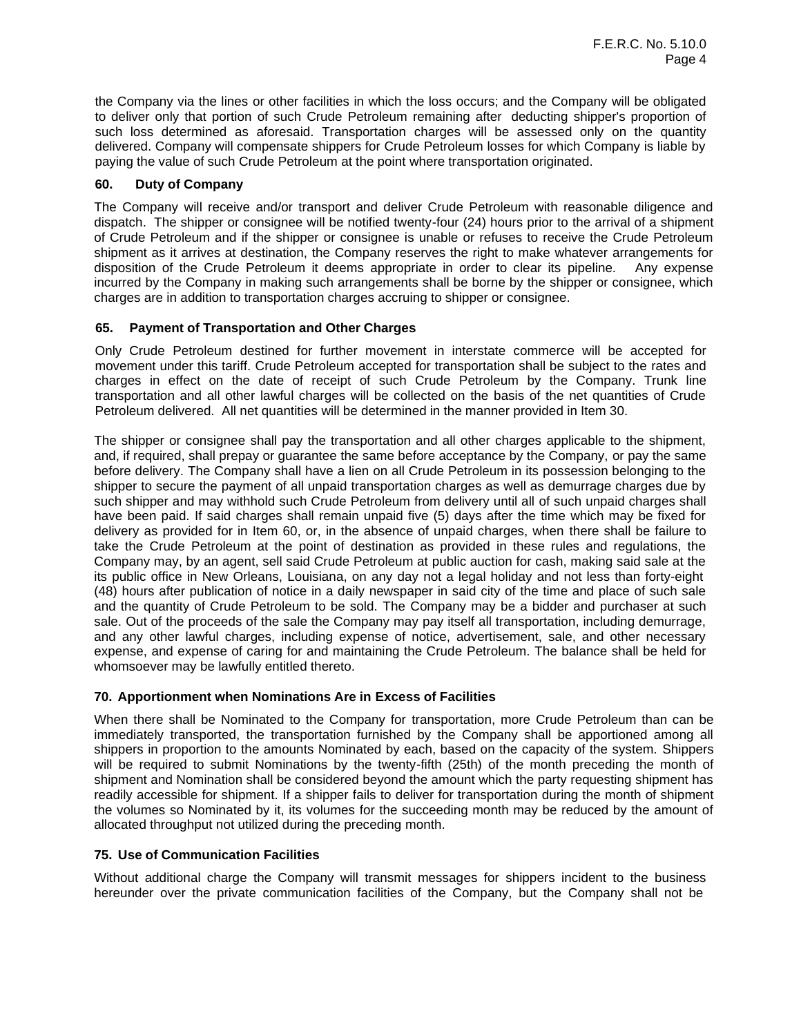the Company via the lines or other facilities in which the loss occurs; and the Company will be obligated to deliver only that portion of such Crude Petroleum remaining after deducting shipper's proportion of such loss determined as aforesaid. Transportation charges will be assessed only on the quantity delivered. Company will compensate shippers for Crude Petroleum losses for which Company is liable by paying the value of such Crude Petroleum at the point where transportation originated.

### 60. Duty of Company

The Company will receive and/or transport and deliver Crude Petroleum with reasonable diligence and dispatch. The shipper or consignee will be notified twenty-four (24) hours prior to the arrival of a shipment of Crude Petroleum and if the shipper or consignee is unable or refuses to receive the Crude Petroleum shipment as it arrives at destination, the Company reserves the right to make whatever arrangements for disposition of the Crude Petroleum it deems appropriate in order to clear its pipeline. Any expense incurred by the Company in making such arrangements shall be borne by the shipper or consignee, which charges are in addition to transportation charges accruing to shipper or consignee.

### 65. Payment of Transportation and Other Charges

Only Crude Petroleum destined for further movement in interstate commerce will be accepted for movement under this tariff. Crude Petroleum accepted for transportation shall be subject to the rates and charges in effect on the date of receipt of such Crude Petroleum by the Company. Trunk line transportation and all other lawful charges will be collected on the basis of the net quantities of Crude Petroleum delivered. All net quantities will be determined in the manner provided in Item 30.

The shipper or consignee shall pay the transportation and all other charges applicable to the shipment, and, if required, shall prepay or guarantee the same before acceptance by the Company, or pay the same before delivery. The Company shall have a lien on all Crude Petroleum in its possession belonging to the shipper to secure the payment of all unpaid transportation charges as well as demurrage charges due by such shipper and may withhold such Crude Petroleum from delivery until all of such unpaid charges shall have been paid. If said charges shall remain unpaid five (5) days after the time which may be fixed for delivery as provided for in Item 60, or, in the absence of unpaid charges, when there shall be failure to take the Crude Petroleum at the point of destination as provided in these rules and regulations, the Company may, by an agent, sell said Crude Petroleum at public auction for cash, making said sale at the its public office in New Orleans, Louisiana, on any day not a legal holiday and not less than forty-eight (48) hours after publication of notice in a daily newspaper in said city of the time and place of such sale and the quantity of Crude Petroleum to be sold. The Company may be a bidder and purchaser at such sale. Out of the proceeds of the sale the Company may pay itself all transportation, including demurrage, and any other lawful charges, including expense of notice, advertisement, sale, and other necessary expense, and expense of caring for and maintaining the Crude Petroleum. The balance shall be held for whomsoever may be lawfully entitled thereto.

### 70. Apportionment when Nominations Are in Excess of Facilities

When there shall be Nominated to the Company for transportation, more Crude Petroleum than can be immediately transported, the transportation furnished by the Company shall be apportioned among all shippers in proportion to the amounts Nominated by each, based on the capacity of the system. Shippers will be required to submit Nominations by the twenty-fifth (25th) of the month preceding the month of shipment and Nomination shall be considered beyond the amount which the party requesting shipment has readily accessible for shipment. If a shipper fails to deliver for transportation during the month of shipment the volumes so Nominated by it, its volumes for the succeeding month may be reduced by the amount of allocated throughput not utilized during the preceding month.

### 75. Use of Communication Facilities

Without additional charge the Company will transmit messages for shippers incident to the business hereunder over the private communication facilities of the Company, but the Company shall not be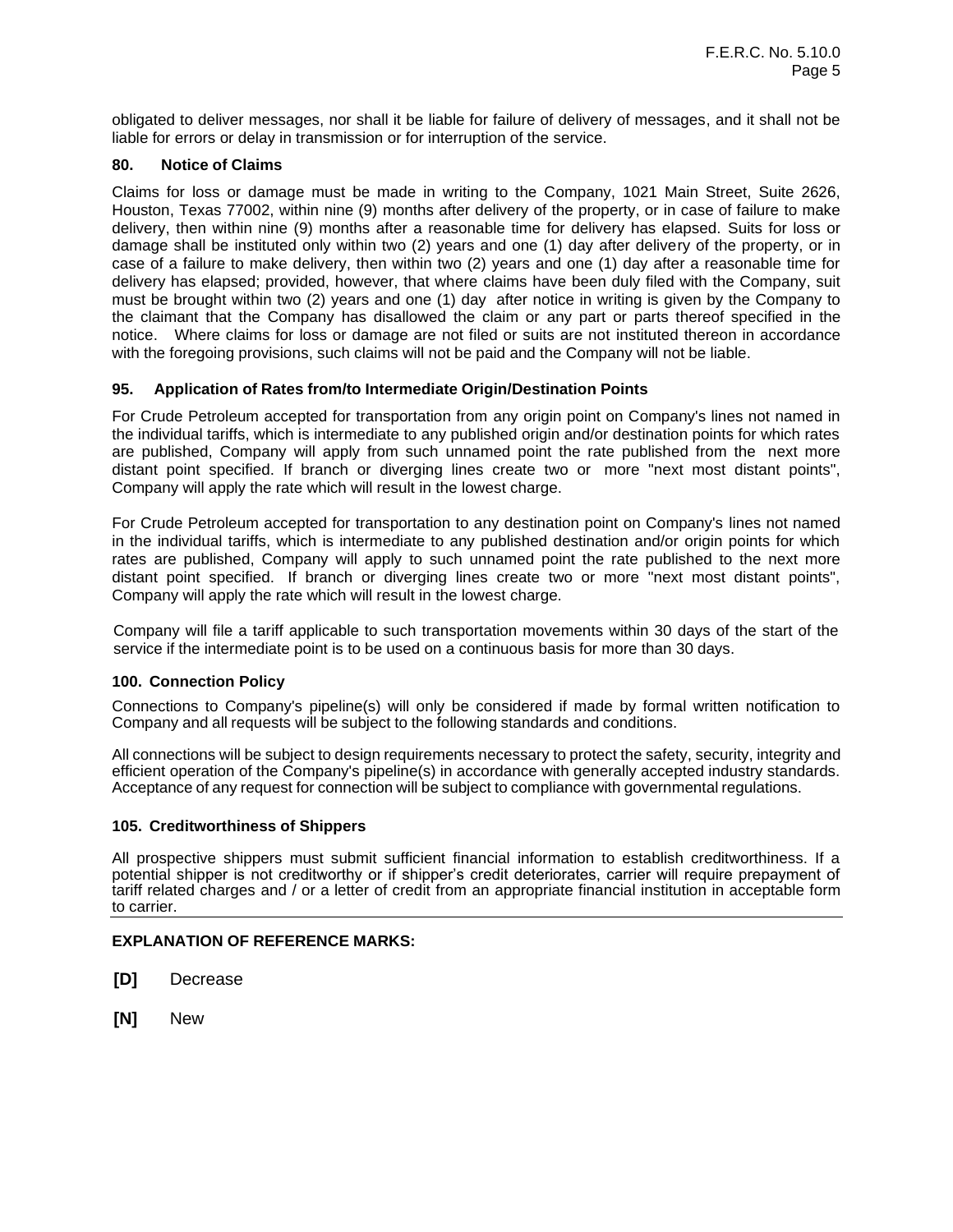obligated to deliver messages, nor shall it be liable for failure of delivery of messages, and it shall not be liable for errors or delay in transmission or for interruption of the service.

### 80. Notice of Claims

Claims for loss or damage must be made in writing to the Company, 1021 Main Street, Suite 2626, Houston, Texas 77002, within nine (9) months after delivery of the property, or in case of failure to make delivery, then within nine (9) months after a reasonable time for delivery has elapsed. Suits for loss or damage shall be instituted only within two (2) years and one (1) day after delivery of the property, or in case of a failure to make delivery, then within two (2) years and one (1) day after a reasonable time for delivery has elapsed; provided, however, that where claims have been duly filed with the Company, suit must be brought within two (2) years and one (1) day after notice in writing is given by the Company to the claimant that the Company has disallowed the claim or any part or parts thereof specified in the notice. Where claims for loss or damage are not filed or suits are not instituted thereon in accordance with the foregoing provisions, such claims will not be paid and the Company will not be liable.

### 95. Application of Rates from/to Intermediate Origin/Destination Points

For Crude Petroleum accepted for transportation from any origin point on Company's lines not named in the individual tariffs, which is intermediate to any published origin and/or destination points for which rates are published, Company will apply from such unnamed point the rate published from the next more distant point specified. If branch or diverging lines create two or more "next most distant points", Company will apply the rate which will result in the lowest charge.

For Crude Petroleum accepted for transportation to any destination point on Company's lines not named in the individual tariffs, which is intermediate to any published destination and/or origin points for which rates are published, Company will apply to such unnamed point the rate published to the next more distant point specified. If branch or diverging lines create two or more "next most distant points", Company will apply the rate which will result in the lowest charge.

Company will file a tariff applicable to such transportation movements within 30 days of the start of the service if the intermediate point is to be used on a continuous basis for more than 30 days.

### 100. Connection Policy

Connections to Company's pipeline(s) will only be considered if made by formal written notification to Company and all requests will be subject to the following standards and conditions.

All connections will be subject to design requirements necessary to protect the safety, security, integrity and efficient operation of the Company's pipeline(s) in accordance with generally accepted industry standards. Acceptance of any request for connection will be subject to compliance with governmental regulations.

### 105. Creditworthiness of Shippers

All prospective shippers must submit sufficient financial information to establish creditworthiness. If a potential shipper is not creditworthy or if shipper's credit deteriorates, carrier will require prepayment of tariff related charges and / or a letter of credit from an appropriate financial institution in acceptable form to carrier.

---

### EXPLANATION OF REFERENCE MARKS:

**[D]** Decrease

**[N]** New